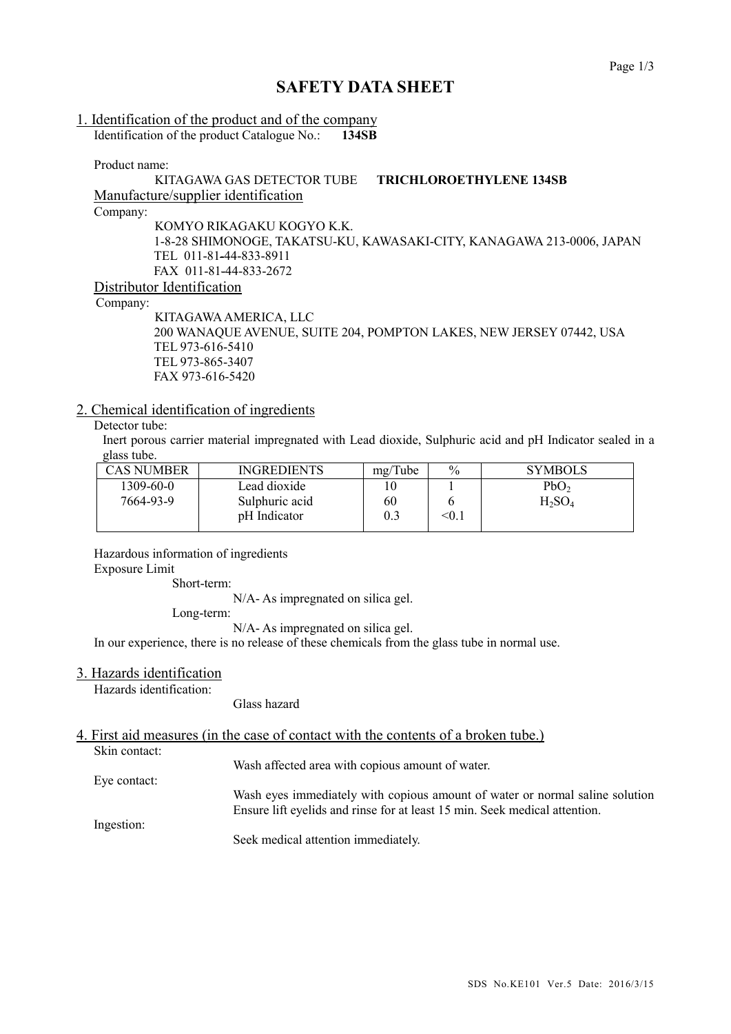# SAFETY DATA SHEET

## 1. Identification of the product and of the company

Identification of the product Catalogue No.: **134SB**

Product name:

KITAGAWA GAS DETECTOR TUBE **TRICHLOROETHYLENE 134SB**

### Manufacture/supplier identification

Company:

KOMYO RIKAGAKU KOGYO K.K.
1-8-28 SHIMONOGE, TAKATSU-KU, KAWASAKI-CITY, KANAGAWA 213-0006, JAPAN
TEL 011-81-44-833-8911
FAX 011-81-44-833-2672

### Distributor Identification

Company:

KITAGAWA AMERICA, LLC
200 WANAQUE AVENUE, SUITE 204, POMPTON LAKES, NEW JERSEY 07442, USA
TEL 973-616-5410
TEL 973-865-3407
FAX 973-616-5420

## 2. Chemical identification of ingredients

Detector tube:

Inert porous carrier material impregnated with Lead dioxide, Sulphuric acid and pH Indicator sealed in a glass tube.

| CAS NUMBER | INGREDIENTS | mg/Tube | % | SYMBOLS |
|---|---|---|---|---|
| 1309-60-0 | Lead dioxide | 10 | 1 | $PbO_2$ |
| 7664-93-9 | Sulphuric acid | 60 | 6 | $H_2SO_4$ |
| | pH Indicator | 0.3 | <0.1 | |

Hazardous information of ingredients

Exposure Limit

Short-term:

N/A- As impregnated on silica gel.

Long-term:

N/A- As impregnated on silica gel.

In our experience, there is no release of these chemicals from the glass tube in normal use.

## 3. Hazards identification

Hazards identification:

Glass hazard

## 4. First aid measures (in the case of contact with the contents of a broken tube.)

Skin contact:

Wash affected area with copious amount of water.

Eye contact:

Wash eyes immediately with copious amount of water or normal saline solution Ensure lift eyelids and rinse for at least 15 min. Seek medical attention.

Ingestion:

Seek medical attention immediately.

SDS No.KE101 Ver.5 Date: 2016/3/15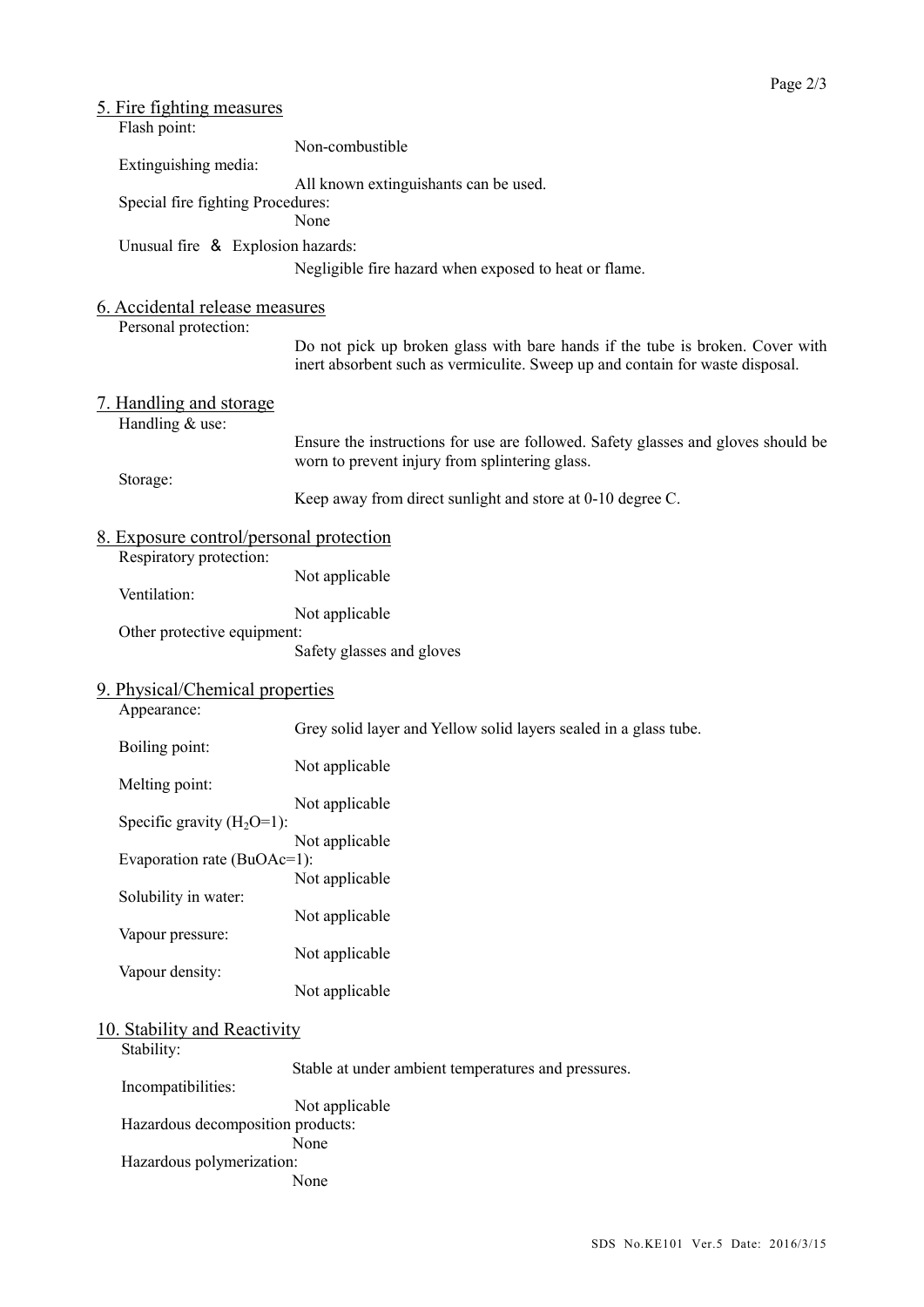## 5. Fire fighting measures

**Flash point:**
Non-combustible

**Extinguishing media:**
All known extinguishants can be used.

**Special fire fighting Procedures:**
None

**Unusual fire ＆ Explosion hazards:**
Negligible fire hazard when exposed to heat or flame.

## 6. Accidental release measures

**Personal protection:**
Do not pick up broken glass with bare hands if the tube is broken. Cover with inert absorbent such as vermiculite. Sweep up and contain for waste disposal.

## 7. Handling and storage

**Handling & use:**
Ensure the instructions for use are followed. Safety glasses and gloves should be worn to prevent injury from splintering glass.

**Storage:**
Keep away from direct sunlight and store at 0-10 degree C.

## 8. Exposure control/personal protection

**Respiratory protection:**
Not applicable

**Ventilation:**
Not applicable

**Other protective equipment:**
Safety glasses and gloves

## 9. Physical/Chemical properties

**Appearance:**
Grey solid layer and Yellow solid layers sealed in a glass tube.

**Boiling point:**
Not applicable

**Melting point:**
Not applicable

**Specific gravity ($H_2O$=1):**
Not applicable

**Evaporation rate (BuOAc=1):**
Not applicable

**Solubility in water:**
Not applicable

**Vapour pressure:**
Not applicable

**Vapour density:**
Not applicable

## 10. Stability and Reactivity

**Stability:**
Stable at under ambient temperatures and pressures.

**Incompatibilities:**
Not applicable

**Hazardous decomposition products:**
None

**Hazardous polymerization:**
None

SDS No.KE101 Ver.5 Date: 2016/3/15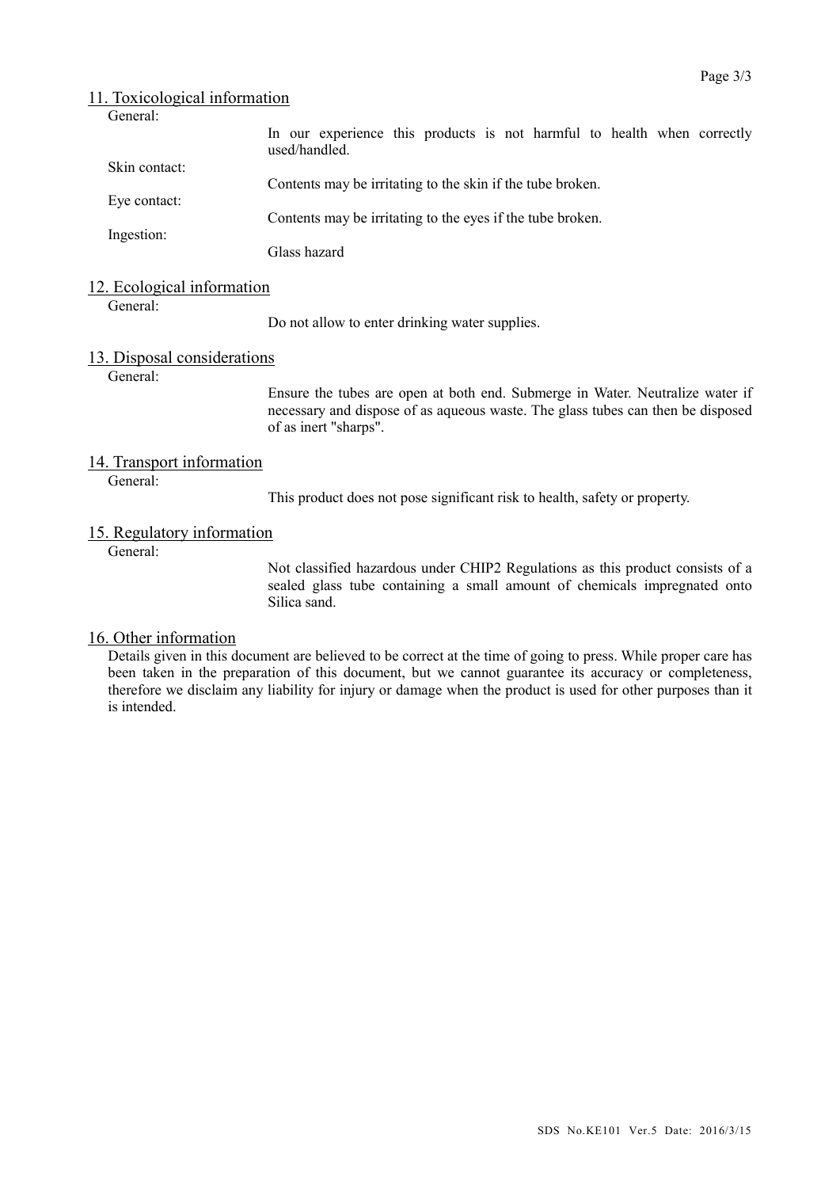## 11. Toxicological information

General:

In our experience this products is not harmful to health when correctly used/handled.

Skin contact:

Contents may be irritating to the skin if the tube broken.

Eye contact:

Contents may be irritating to the eyes if the tube broken.

Ingestion:

Glass hazard

## 12. Ecological information

General:

Do not allow to enter drinking water supplies.

## 13. Disposal considerations

General:

Ensure the tubes are open at both end. Submerge in Water. Neutralize water if necessary and dispose of as aqueous waste. The glass tubes can then be disposed of as inert "sharps".

## 14. Transport information

General:

This product does not pose significant risk to health, safety or property.

## 15. Regulatory information

General:

Not classified hazardous under CHIP2 Regulations as this product consists of a sealed glass tube containing a small amount of chemicals impregnated onto Silica sand.

## 16. Other information

Details given in this document are believed to be correct at the time of going to press. While proper care has been taken in the preparation of this document, but we cannot guarantee its accuracy or completeness, therefore we disclaim any liability for injury or damage when the product is used for other purposes than it is intended.

SDS No.KE101 Ver.5 Date: 2016/3/15